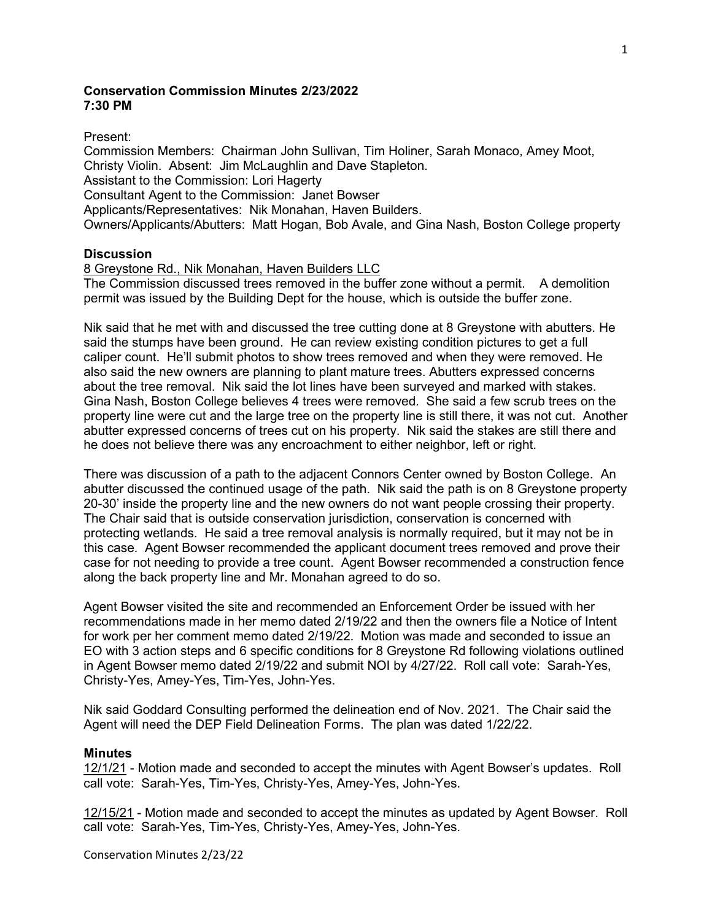**Conservation Commission Minutes 2/23/2022**
**7:30 PM**

Present:
Commission Members: Chairman John Sullivan, Tim Holiner, Sarah Monaco, Amey Moot, Christy Violin. Absent: Jim McLaughlin and Dave Stapleton.
Assistant to the Commission: Lori Hagerty
Consultant Agent to the Commission: Janet Bowser
Applicants/Representatives: Nik Monahan, Haven Builders.
Owners/Applicants/Abutters: Matt Hogan, Bob Avale, and Gina Nash, Boston College property

**Discussion**

8 Greystone Rd., Nik Monahan, Haven Builders LLC
The Commission discussed trees removed in the buffer zone without a permit. A demolition permit was issued by the Building Dept for the house, which is outside the buffer zone.

Nik said that he met with and discussed the tree cutting done at 8 Greystone with abutters. He said the stumps have been ground. He can review existing condition pictures to get a full caliper count. He'll submit photos to show trees removed and when they were removed. He also said the new owners are planning to plant mature trees. Abutters expressed concerns about the tree removal. Nik said the lot lines have been surveyed and marked with stakes. Gina Nash, Boston College believes 4 trees were removed. She said a few scrub trees on the property line were cut and the large tree on the property line is still there, it was not cut. Another abutter expressed concerns of trees cut on his property. Nik said the stakes are still there and he does not believe there was any encroachment to either neighbor, left or right.

There was discussion of a path to the adjacent Connors Center owned by Boston College. An abutter discussed the continued usage of the path. Nik said the path is on 8 Greystone property 20-30' inside the property line and the new owners do not want people crossing their property. The Chair said that is outside conservation jurisdiction, conservation is concerned with protecting wetlands. He said a tree removal analysis is normally required, but it may not be in this case. Agent Bowser recommended the applicant document trees removed and prove their case for not needing to provide a tree count. Agent Bowser recommended a construction fence along the back property line and Mr. Monahan agreed to do so.

Agent Bowser visited the site and recommended an Enforcement Order be issued with her recommendations made in her memo dated 2/19/22 and then the owners file a Notice of Intent for work per her comment memo dated 2/19/22. Motion was made and seconded to issue an EO with 3 action steps and 6 specific conditions for 8 Greystone Rd following violations outlined in Agent Bowser memo dated 2/19/22 and submit NOI by 4/27/22. Roll call vote: Sarah-Yes, Christy-Yes, Amey-Yes, Tim-Yes, John-Yes.

Nik said Goddard Consulting performed the delineation end of Nov. 2021. The Chair said the Agent will need the DEP Field Delineation Forms. The plan was dated 1/22/22.

**Minutes**

12/1/21 - Motion made and seconded to accept the minutes with Agent Bowser's updates. Roll call vote: Sarah-Yes, Tim-Yes, Christy-Yes, Amey-Yes, John-Yes.

12/15/21 - Motion made and seconded to accept the minutes as updated by Agent Bowser. Roll call vote: Sarah-Yes, Tim-Yes, Christy-Yes, Amey-Yes, John-Yes.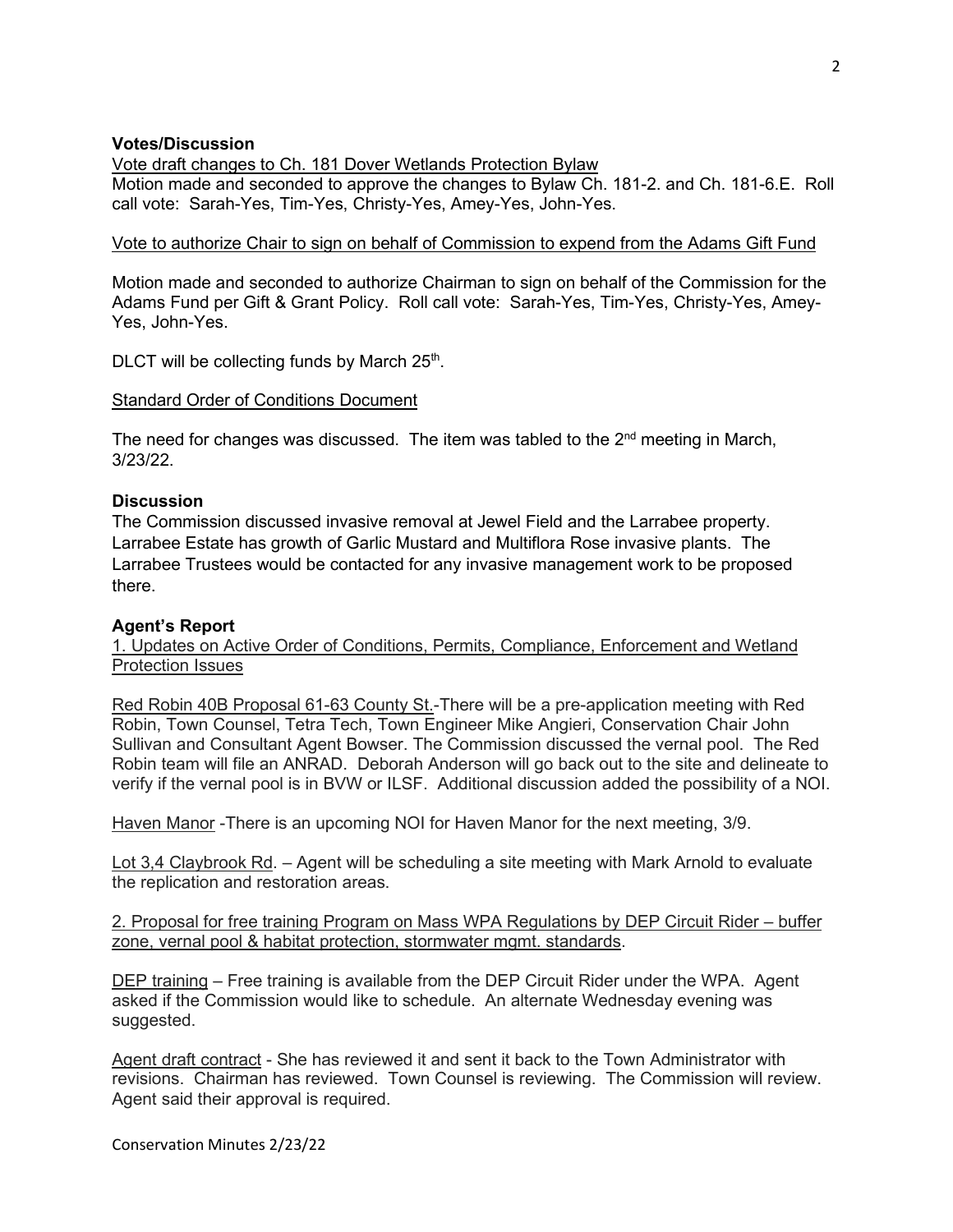### Votes/Discussion

Vote draft changes to Ch. 181 Dover Wetlands Protection Bylaw

Motion made and seconded to approve the changes to Bylaw Ch. 181-2. and Ch. 181-6.E. Roll call vote: Sarah-Yes, Tim-Yes, Christy-Yes, Amey-Yes, John-Yes.

Vote to authorize Chair to sign on behalf of Commission to expend from the Adams Gift Fund

Motion made and seconded to authorize Chairman to sign on behalf of the Commission for the Adams Fund per Gift & Grant Policy. Roll call vote: Sarah-Yes, Tim-Yes, Christy-Yes, Amey-Yes, John-Yes.

DLCT will be collecting funds by March 25th.

Standard Order of Conditions Document

The need for changes was discussed. The item was tabled to the 2nd meeting in March, 3/23/22.

### Discussion

The Commission discussed invasive removal at Jewel Field and the Larrabee property. Larrabee Estate has growth of Garlic Mustard and Multiflora Rose invasive plants. The Larrabee Trustees would be contacted for any invasive management work to be proposed there.

### Agent's Report

1. Updates on Active Order of Conditions, Permits, Compliance, Enforcement and Wetland Protection Issues

Red Robin 40B Proposal 61-63 County St.-There will be a pre-application meeting with Red Robin, Town Counsel, Tetra Tech, Town Engineer Mike Angieri, Conservation Chair John Sullivan and Consultant Agent Bowser. The Commission discussed the vernal pool. The Red Robin team will file an ANRAD. Deborah Anderson will go back out to the site and delineate to verify if the vernal pool is in BVW or ILSF. Additional discussion added the possibility of a NOI.

Haven Manor -There is an upcoming NOI for Haven Manor for the next meeting, 3/9.

Lot 3,4 Claybrook Rd. – Agent will be scheduling a site meeting with Mark Arnold to evaluate the replication and restoration areas.

2. Proposal for free training Program on Mass WPA Regulations by DEP Circuit Rider – buffer zone, vernal pool & habitat protection, stormwater mgmt. standards.

DEP training – Free training is available from the DEP Circuit Rider under the WPA. Agent asked if the Commission would like to schedule. An alternate Wednesday evening was suggested.

Agent draft contract - She has reviewed it and sent it back to the Town Administrator with revisions. Chairman has reviewed. Town Counsel is reviewing. The Commission will review. Agent said their approval is required.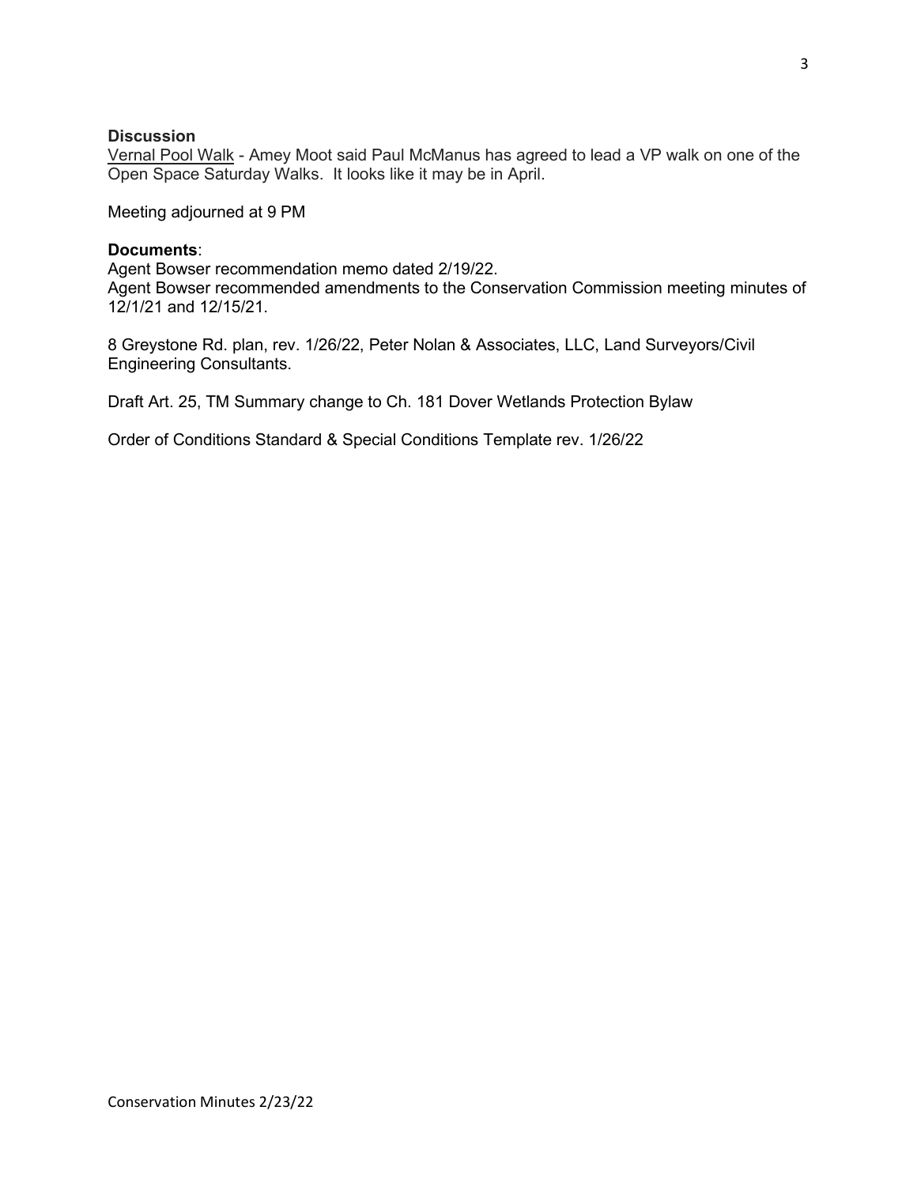**Discussion**

Vernal Pool Walk - Amey Moot said Paul McManus has agreed to lead a VP walk on one of the Open Space Saturday Walks. It looks like it may be in April.

Meeting adjourned at 9 PM

**Documents**:

Agent Bowser recommendation memo dated 2/19/22.
Agent Bowser recommended amendments to the Conservation Commission meeting minutes of 12/1/21 and 12/15/21.

8 Greystone Rd. plan, rev. 1/26/22, Peter Nolan & Associates, LLC, Land Surveyors/Civil Engineering Consultants.

Draft Art. 25, TM Summary change to Ch. 181 Dover Wetlands Protection Bylaw

Order of Conditions Standard & Special Conditions Template rev. 1/26/22